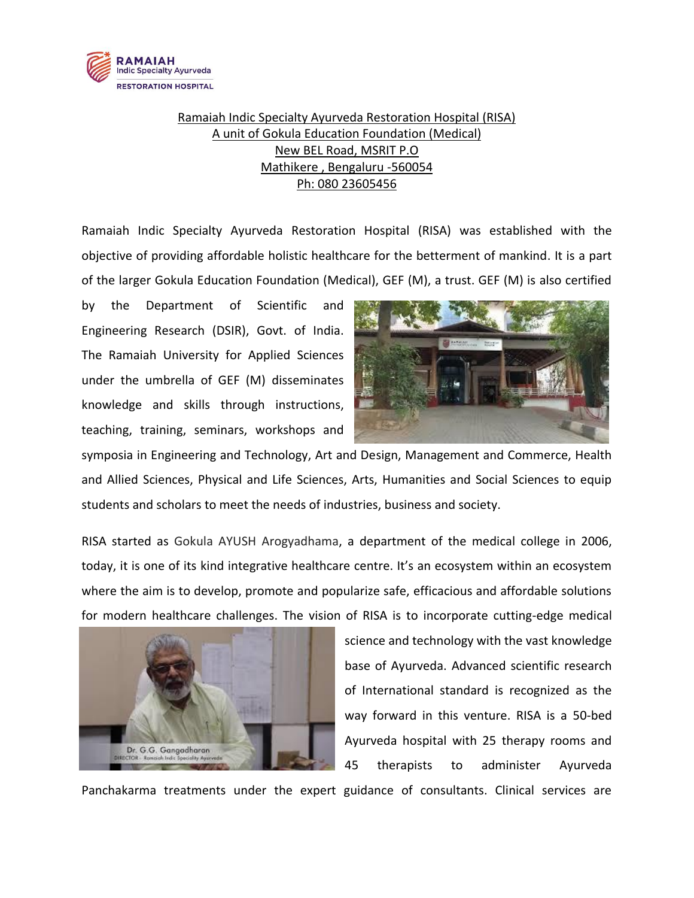Ramaiah Indic Specialty Ayurveda Restoration Hospital (RISA)
A unit of Gokula Education Foundation (Medical)
New BEL Road, MSRIT P.O
Mathikere , Bengaluru -560054
Ph: 080 23605456

Ramaiah Indic Specialty Ayurveda Restoration Hospital (RISA) was established with the objective of providing affordable holistic healthcare for the betterment of mankind. It is a part of the larger Gokula Education Foundation (Medical), GEF (M), a trust. GEF (M) is also certified by the Department of Scientific and Engineering Research (DSIR), Govt. of India. The Ramaiah University for Applied Sciences under the umbrella of GEF (M) disseminates knowledge and skills through instructions, teaching, training, seminars, workshops and symposia in Engineering and Technology, Art and Design, Management and Commerce, Health and Allied Sciences, Physical and Life Sciences, Arts, Humanities and Social Sciences to equip students and scholars to meet the needs of industries, business and society.

RISA started as Gokula AYUSH Arogyadhama, a department of the medical college in 2006, today, it is one of its kind integrative healthcare centre. It's an ecosystem within an ecosystem where the aim is to develop, promote and popularize safe, efficacious and affordable solutions for modern healthcare challenges. The vision of RISA is to incorporate cutting-edge medical science and technology with the vast knowledge base of Ayurveda. Advanced scientific research of International standard is recognized as the way forward in this venture. RISA is a 50-bed Ayurveda hospital with 25 therapy rooms and 45 therapists to administer Ayurveda Panchakarma treatments under the expert guidance of consultants. Clinical services are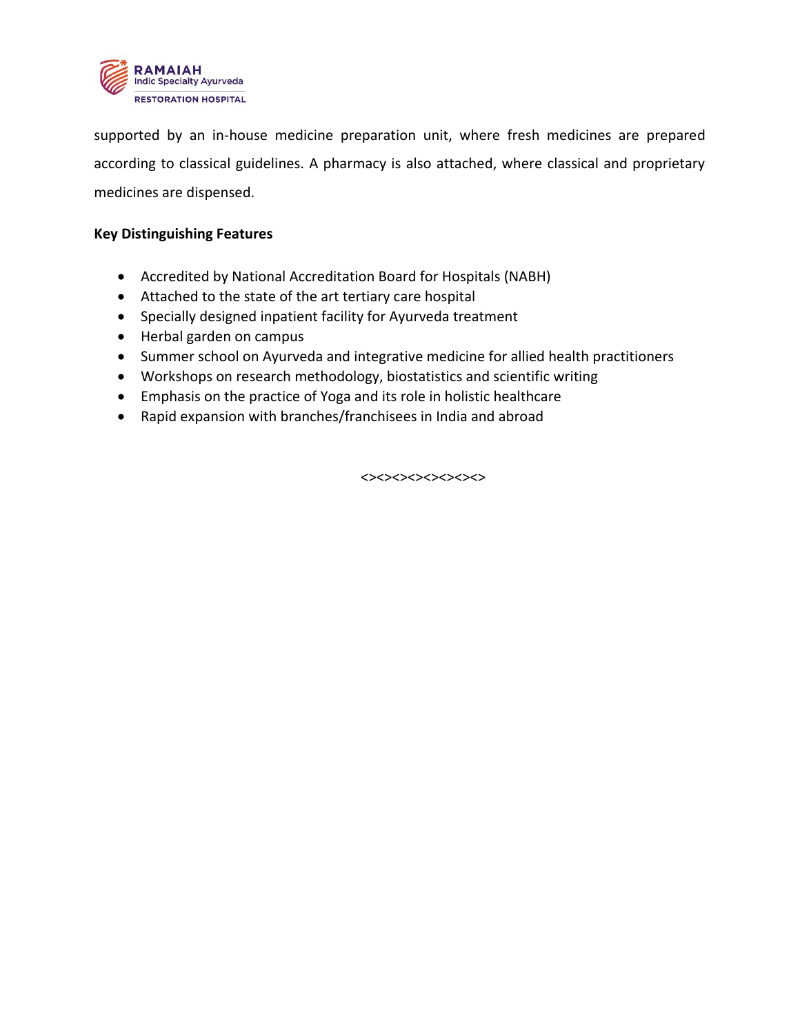supported by an in-house medicine preparation unit, where fresh medicines are prepared according to classical guidelines. A pharmacy is also attached, where classical and proprietary medicines are dispensed.

**Key Distinguishing Features**

- Accredited by National Accreditation Board for Hospitals (NABH)
- Attached to the state of the art tertiary care hospital
- Specially designed inpatient facility for Ayurveda treatment
- Herbal garden on campus
- Summer school on Ayurveda and integrative medicine for allied health practitioners
- Workshops on research methodology, biostatistics and scientific writing
- Emphasis on the practice of Yoga and its role in holistic healthcare
- Rapid expansion with branches/franchisees in India and abroad

<><><><><><><><>